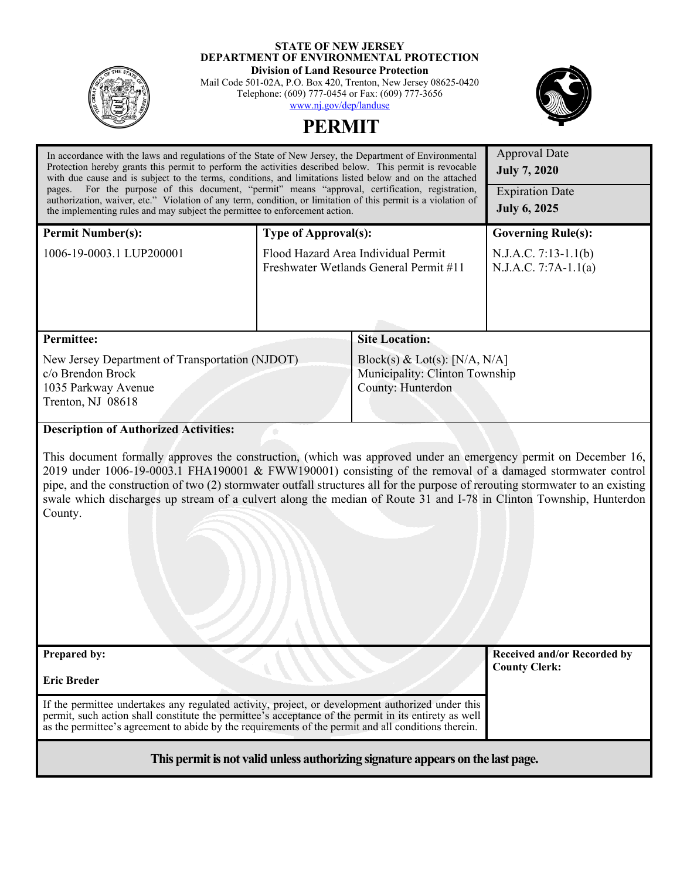**STATE OF NEW JERSEY**
**DEPARTMENT OF ENVIRONMENTAL PROTECTION**
**Division of Land Resource Protection**
Mail Code 501-02A, P.O. Box 420, Trenton, New Jersey 08625-0420
Telephone: (609) 777-0454 or Fax: (609) 777-3656
www.nj.gov/dep/landuse

# PERMIT

| In accordance with the laws and regulations of the State of New Jersey, the Department of Environmental Protection hereby grants this permit to perform the activities described below. This permit is revocable with due cause and is subject to the terms, conditions, and limitations listed below and on the attached pages. For the purpose of this document, "permit" means "approval, certification, registration, authorization, waiver, etc." Violation of any term, condition, or limitation of this permit is a violation of the implementing rules and may subject the permittee to enforcement action. | Approval Date **July 7, 2020** <br> Expiration Date **July 6, 2025** |
|---|---|

| **Permit Number(s):** | **Type of Approval(s):** | **Governing Rule(s):** |
|---|---|---|
| 1006-19-0003.1 LUP200001 | Flood Hazard Area Individual Permit <br> Freshwater Wetlands General Permit #11 | N.J.A.C. 7:13-1.1(b) <br> N.J.A.C. 7:7A-1.1(a) |

| **Permittee:** | **Site Location:** |
|---|---|
| New Jersey Department of Transportation (NJDOT) <br> c/o Brendon Brock <br> 1035 Parkway Avenue <br> Trenton, NJ 08618 | Block(s) & Lot(s): [N/A, N/A] <br> Municipality: Clinton Township <br> County: Hunterdon |

**Description of Authorized Activities:**

This document formally approves the construction, (which was approved under an emergency permit on December 16, 2019 under 1006-19-0003.1 FHA190001 & FWW190001) consisting of the removal of a damaged stormwater control pipe, and the construction of two (2) stormwater outfall structures all for the purpose of rerouting stormwater to an existing swale which discharges up stream of a culvert along the median of Route 31 and I-78 in Clinton Township, Hunterdon County.

| **Prepared by:** <br><br> **Eric Breder** | **Received and/or Recorded by County Clerk:** |
|---|---|
| If the permittee undertakes any regulated activity, project, or development authorized under this permit, such action shall constitute the permittee's acceptance of the permit in its entirety as well as the permittee's agreement to abide by the requirements of the permit and all conditions therein. | |

**This permit is not valid unless authorizing signature appears on the last page.**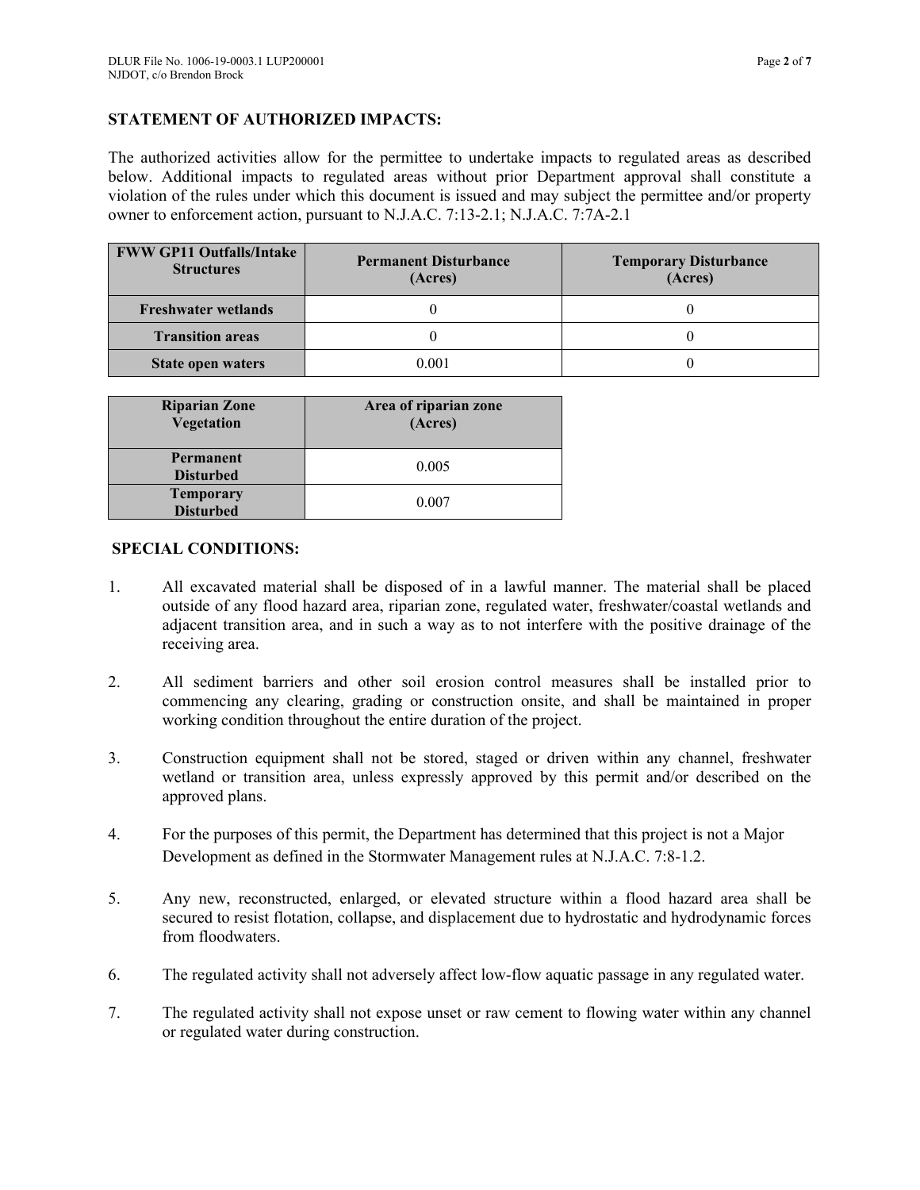## STATEMENT OF AUTHORIZED IMPACTS:

The authorized activities allow for the permittee to undertake impacts to regulated areas as described below. Additional impacts to regulated areas without prior Department approval shall constitute a violation of the rules under which this document is issued and may subject the permittee and/or property owner to enforcement action, pursuant to N.J.A.C. 7:13-2.1; N.J.A.C. 7:7A-2.1

| FWW GP11 Outfalls/Intake Structures | Permanent Disturbance (Acres) | Temporary Disturbance (Acres) |
|---|---|---|
| Freshwater wetlands | 0 | 0 |
| Transition areas | 0 | 0 |
| State open waters | 0.001 | 0 |

| Riparian Zone Vegetation | Area of riparian zone (Acres) |
|---|---|
| Permanent Disturbed | 0.005 |
| Temporary Disturbed | 0.007 |

## SPECIAL CONDITIONS:

1. All excavated material shall be disposed of in a lawful manner. The material shall be placed outside of any flood hazard area, riparian zone, regulated water, freshwater/coastal wetlands and adjacent transition area, and in such a way as to not interfere with the positive drainage of the receiving area.

2. All sediment barriers and other soil erosion control measures shall be installed prior to commencing any clearing, grading or construction onsite, and shall be maintained in proper working condition throughout the entire duration of the project.

3. Construction equipment shall not be stored, staged or driven within any channel, freshwater wetland or transition area, unless expressly approved by this permit and/or described on the approved plans.

4. For the purposes of this permit, the Department has determined that this project is not a Major Development as defined in the Stormwater Management rules at N.J.A.C. 7:8-1.2.

5. Any new, reconstructed, enlarged, or elevated structure within a flood hazard area shall be secured to resist flotation, collapse, and displacement due to hydrostatic and hydrodynamic forces from floodwaters.

6. The regulated activity shall not adversely affect low-flow aquatic passage in any regulated water.

7. The regulated activity shall not expose unset or raw cement to flowing water within any channel or regulated water during construction.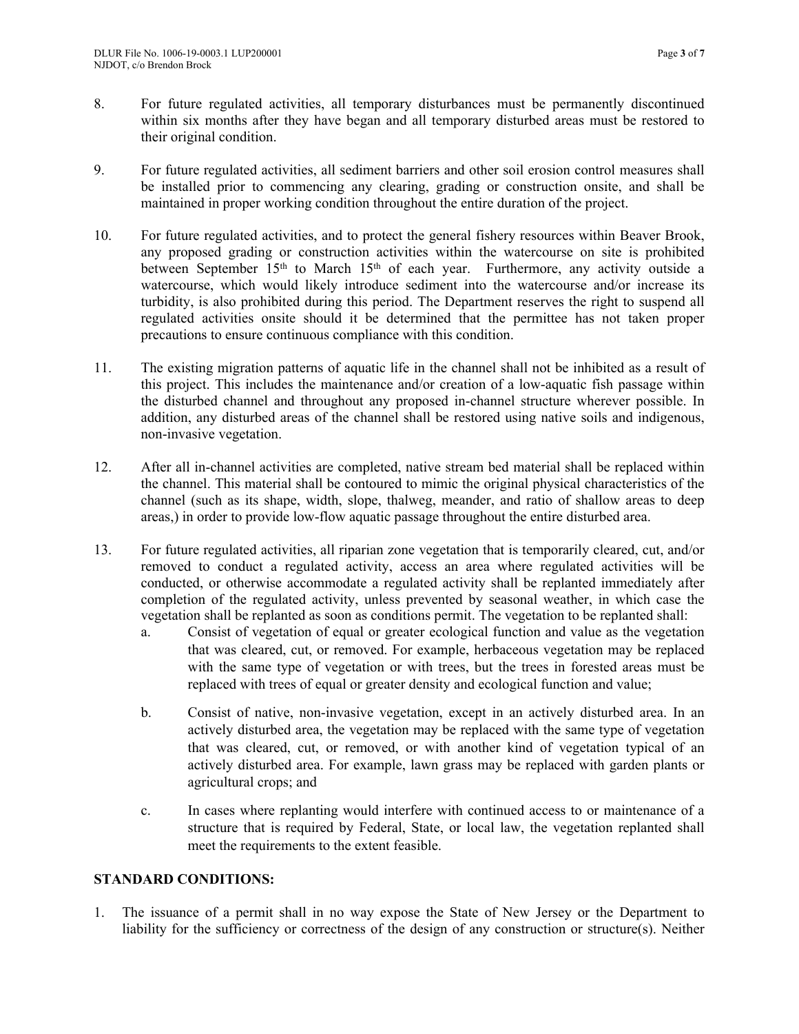8. For future regulated activities, all temporary disturbances must be permanently discontinued within six months after they have began and all temporary disturbed areas must be restored to their original condition.

9. For future regulated activities, all sediment barriers and other soil erosion control measures shall be installed prior to commencing any clearing, grading or construction onsite, and shall be maintained in proper working condition throughout the entire duration of the project.

10. For future regulated activities, and to protect the general fishery resources within Beaver Brook, any proposed grading or construction activities within the watercourse on site is prohibited between September 15th to March 15th of each year. Furthermore, any activity outside a watercourse, which would likely introduce sediment into the watercourse and/or increase its turbidity, is also prohibited during this period. The Department reserves the right to suspend all regulated activities onsite should it be determined that the permittee has not taken proper precautions to ensure continuous compliance with this condition.

11. The existing migration patterns of aquatic life in the channel shall not be inhibited as a result of this project. This includes the maintenance and/or creation of a low-aquatic fish passage within the disturbed channel and throughout any proposed in-channel structure wherever possible. In addition, any disturbed areas of the channel shall be restored using native soils and indigenous, non-invasive vegetation.

12. After all in-channel activities are completed, native stream bed material shall be replaced within the channel. This material shall be contoured to mimic the original physical characteristics of the channel (such as its shape, width, slope, thalweg, meander, and ratio of shallow areas to deep areas,) in order to provide low-flow aquatic passage throughout the entire disturbed area.

13. For future regulated activities, all riparian zone vegetation that is temporarily cleared, cut, and/or removed to conduct a regulated activity, access an area where regulated activities will be conducted, or otherwise accommodate a regulated activity shall be replanted immediately after completion of the regulated activity, unless prevented by seasonal weather, in which case the vegetation shall be replanted as soon as conditions permit. The vegetation to be replanted shall:
    a. Consist of vegetation of equal or greater ecological function and value as the vegetation that was cleared, cut, or removed. For example, herbaceous vegetation may be replaced with the same type of vegetation or with trees, but the trees in forested areas must be replaced with trees of equal or greater density and ecological function and value;

    b. Consist of native, non-invasive vegetation, except in an actively disturbed area. In an actively disturbed area, the vegetation may be replaced with the same type of vegetation that was cleared, cut, or removed, or with another kind of vegetation typical of an actively disturbed area. For example, lawn grass may be replaced with garden plants or agricultural crops; and

    c. In cases where replanting would interfere with continued access to or maintenance of a structure that is required by Federal, State, or local law, the vegetation replanted shall meet the requirements to the extent feasible.

**STANDARD CONDITIONS:**

1. The issuance of a permit shall in no way expose the State of New Jersey or the Department to liability for the sufficiency or correctness of the design of any construction or structure(s). Neither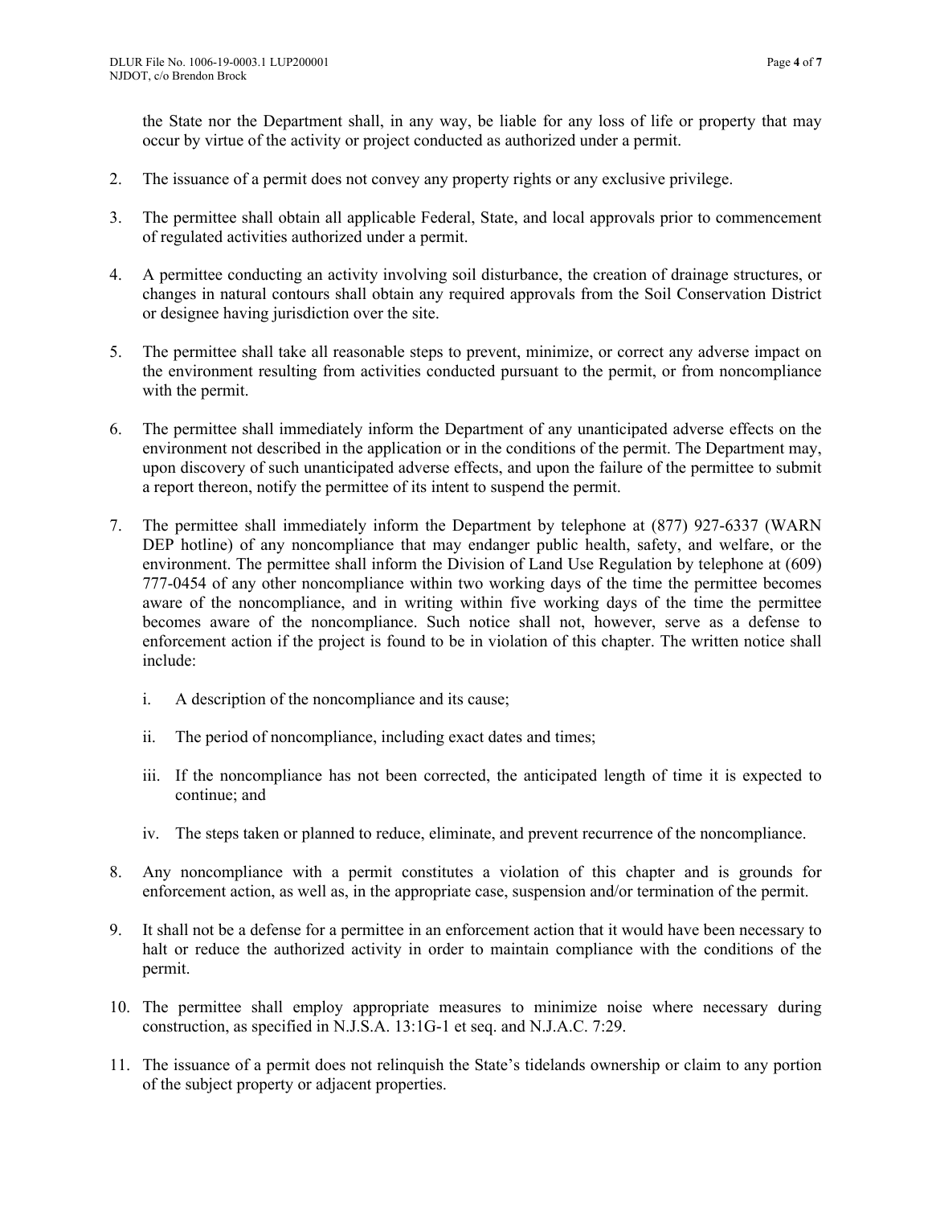the State nor the Department shall, in any way, be liable for any loss of life or property that may occur by virtue of the activity or project conducted as authorized under a permit.

2. The issuance of a permit does not convey any property rights or any exclusive privilege.

3. The permittee shall obtain all applicable Federal, State, and local approvals prior to commencement of regulated activities authorized under a permit.

4. A permittee conducting an activity involving soil disturbance, the creation of drainage structures, or changes in natural contours shall obtain any required approvals from the Soil Conservation District or designee having jurisdiction over the site.

5. The permittee shall take all reasonable steps to prevent, minimize, or correct any adverse impact on the environment resulting from activities conducted pursuant to the permit, or from noncompliance with the permit.

6. The permittee shall immediately inform the Department of any unanticipated adverse effects on the environment not described in the application or in the conditions of the permit. The Department may, upon discovery of such unanticipated adverse effects, and upon the failure of the permittee to submit a report thereon, notify the permittee of its intent to suspend the permit.

7. The permittee shall immediately inform the Department by telephone at (877) 927-6337 (WARN DEP hotline) of any noncompliance that may endanger public health, safety, and welfare, or the environment. The permittee shall inform the Division of Land Use Regulation by telephone at (609) 777-0454 of any other noncompliance within two working days of the time the permittee becomes aware of the noncompliance, and in writing within five working days of the time the permittee becomes aware of the noncompliance. Such notice shall not, however, serve as a defense to enforcement action if the project is found to be in violation of this chapter. The written notice shall include:

    i. A description of the noncompliance and its cause;

    ii. The period of noncompliance, including exact dates and times;

    iii. If the noncompliance has not been corrected, the anticipated length of time it is expected to continue; and

    iv. The steps taken or planned to reduce, eliminate, and prevent recurrence of the noncompliance.

8. Any noncompliance with a permit constitutes a violation of this chapter and is grounds for enforcement action, as well as, in the appropriate case, suspension and/or termination of the permit.

9. It shall not be a defense for a permittee in an enforcement action that it would have been necessary to halt or reduce the authorized activity in order to maintain compliance with the conditions of the permit.

10. The permittee shall employ appropriate measures to minimize noise where necessary during construction, as specified in N.J.S.A. 13:1G-1 et seq. and N.J.A.C. 7:29.

11. The issuance of a permit does not relinquish the State's tidelands ownership or claim to any portion of the subject property or adjacent properties.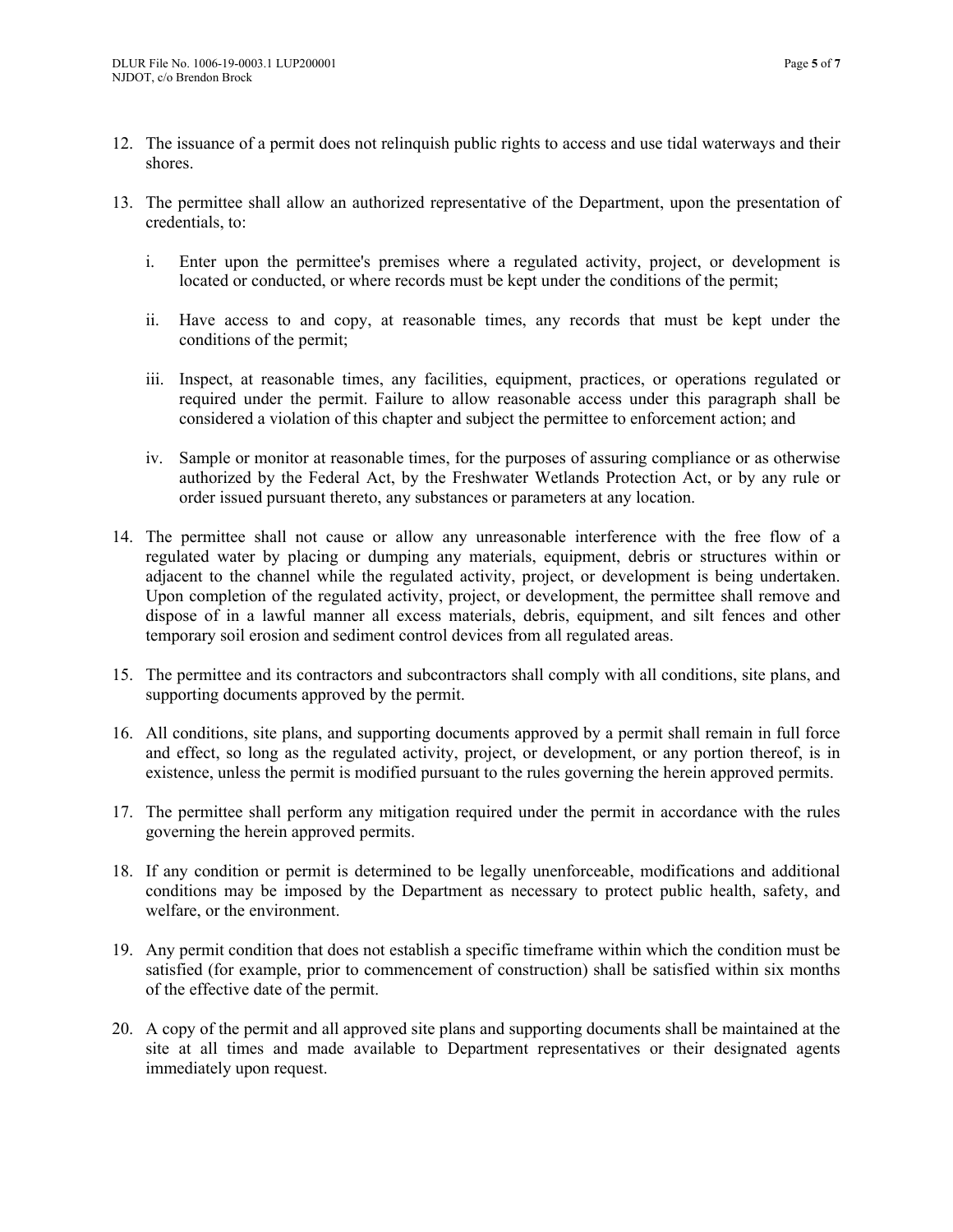12. The issuance of a permit does not relinquish public rights to access and use tidal waterways and their shores.

13. The permittee shall allow an authorized representative of the Department, upon the presentation of credentials, to:

    i. Enter upon the permittee's premises where a regulated activity, project, or development is located or conducted, or where records must be kept under the conditions of the permit;

    ii. Have access to and copy, at reasonable times, any records that must be kept under the conditions of the permit;

    iii. Inspect, at reasonable times, any facilities, equipment, practices, or operations regulated or required under the permit. Failure to allow reasonable access under this paragraph shall be considered a violation of this chapter and subject the permittee to enforcement action; and

    iv. Sample or monitor at reasonable times, for the purposes of assuring compliance or as otherwise authorized by the Federal Act, by the Freshwater Wetlands Protection Act, or by any rule or order issued pursuant thereto, any substances or parameters at any location.

14. The permittee shall not cause or allow any unreasonable interference with the free flow of a regulated water by placing or dumping any materials, equipment, debris or structures within or adjacent to the channel while the regulated activity, project, or development is being undertaken. Upon completion of the regulated activity, project, or development, the permittee shall remove and dispose of in a lawful manner all excess materials, debris, equipment, and silt fences and other temporary soil erosion and sediment control devices from all regulated areas.

15. The permittee and its contractors and subcontractors shall comply with all conditions, site plans, and supporting documents approved by the permit.

16. All conditions, site plans, and supporting documents approved by a permit shall remain in full force and effect, so long as the regulated activity, project, or development, or any portion thereof, is in existence, unless the permit is modified pursuant to the rules governing the herein approved permits.

17. The permittee shall perform any mitigation required under the permit in accordance with the rules governing the herein approved permits.

18. If any condition or permit is determined to be legally unenforceable, modifications and additional conditions may be imposed by the Department as necessary to protect public health, safety, and welfare, or the environment.

19. Any permit condition that does not establish a specific timeframe within which the condition must be satisfied (for example, prior to commencement of construction) shall be satisfied within six months of the effective date of the permit.

20. A copy of the permit and all approved site plans and supporting documents shall be maintained at the site at all times and made available to Department representatives or their designated agents immediately upon request.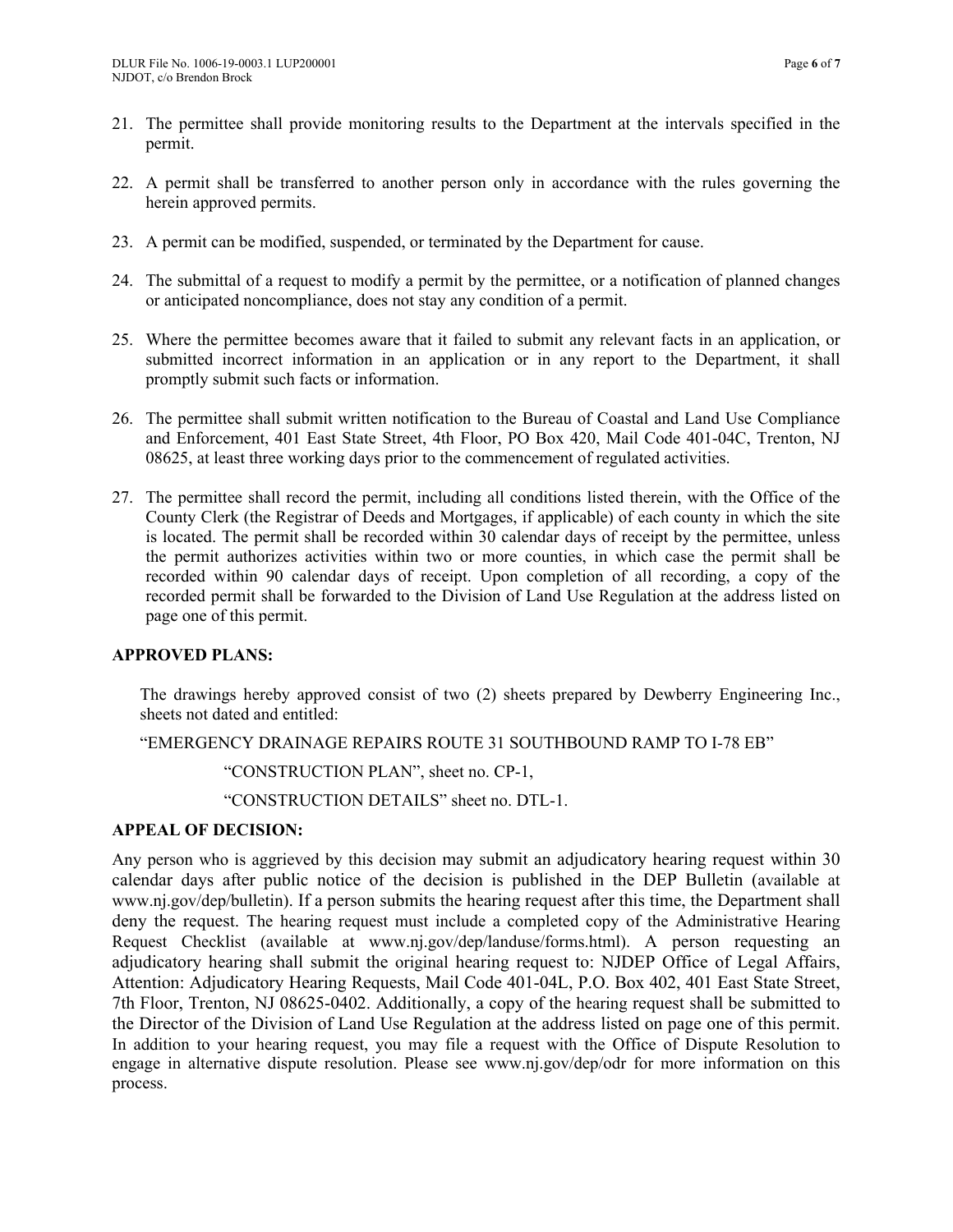21. The permittee shall provide monitoring results to the Department at the intervals specified in the permit.

22. A permit shall be transferred to another person only in accordance with the rules governing the herein approved permits.

23. A permit can be modified, suspended, or terminated by the Department for cause.

24. The submittal of a request to modify a permit by the permittee, or a notification of planned changes or anticipated noncompliance, does not stay any condition of a permit.

25. Where the permittee becomes aware that it failed to submit any relevant facts in an application, or submitted incorrect information in an application or in any report to the Department, it shall promptly submit such facts or information.

26. The permittee shall submit written notification to the Bureau of Coastal and Land Use Compliance and Enforcement, 401 East State Street, 4th Floor, PO Box 420, Mail Code 401-04C, Trenton, NJ 08625, at least three working days prior to the commencement of regulated activities.

27. The permittee shall record the permit, including all conditions listed therein, with the Office of the County Clerk (the Registrar of Deeds and Mortgages, if applicable) of each county in which the site is located. The permit shall be recorded within 30 calendar days of receipt by the permittee, unless the permit authorizes activities within two or more counties, in which case the permit shall be recorded within 90 calendar days of receipt. Upon completion of all recording, a copy of the recorded permit shall be forwarded to the Division of Land Use Regulation at the address listed on page one of this permit.

**APPROVED PLANS:**

The drawings hereby approved consist of two (2) sheets prepared by Dewberry Engineering Inc., sheets not dated and entitled:

"EMERGENCY DRAINAGE REPAIRS ROUTE 31 SOUTHBOUND RAMP TO I-78 EB"

"CONSTRUCTION PLAN", sheet no. CP-1,

"CONSTRUCTION DETAILS" sheet no. DTL-1.

**APPEAL OF DECISION:**

Any person who is aggrieved by this decision may submit an adjudicatory hearing request within 30 calendar days after public notice of the decision is published in the DEP Bulletin (available at www.nj.gov/dep/bulletin). If a person submits the hearing request after this time, the Department shall deny the request. The hearing request must include a completed copy of the Administrative Hearing Request Checklist (available at www.nj.gov/dep/landuse/forms.html). A person requesting an adjudicatory hearing shall submit the original hearing request to: NJDEP Office of Legal Affairs, Attention: Adjudicatory Hearing Requests, Mail Code 401-04L, P.O. Box 402, 401 East State Street, 7th Floor, Trenton, NJ 08625-0402. Additionally, a copy of the hearing request shall be submitted to the Director of the Division of Land Use Regulation at the address listed on page one of this permit. In addition to your hearing request, you may file a request with the Office of Dispute Resolution to engage in alternative dispute resolution. Please see www.nj.gov/dep/odr for more information on this process.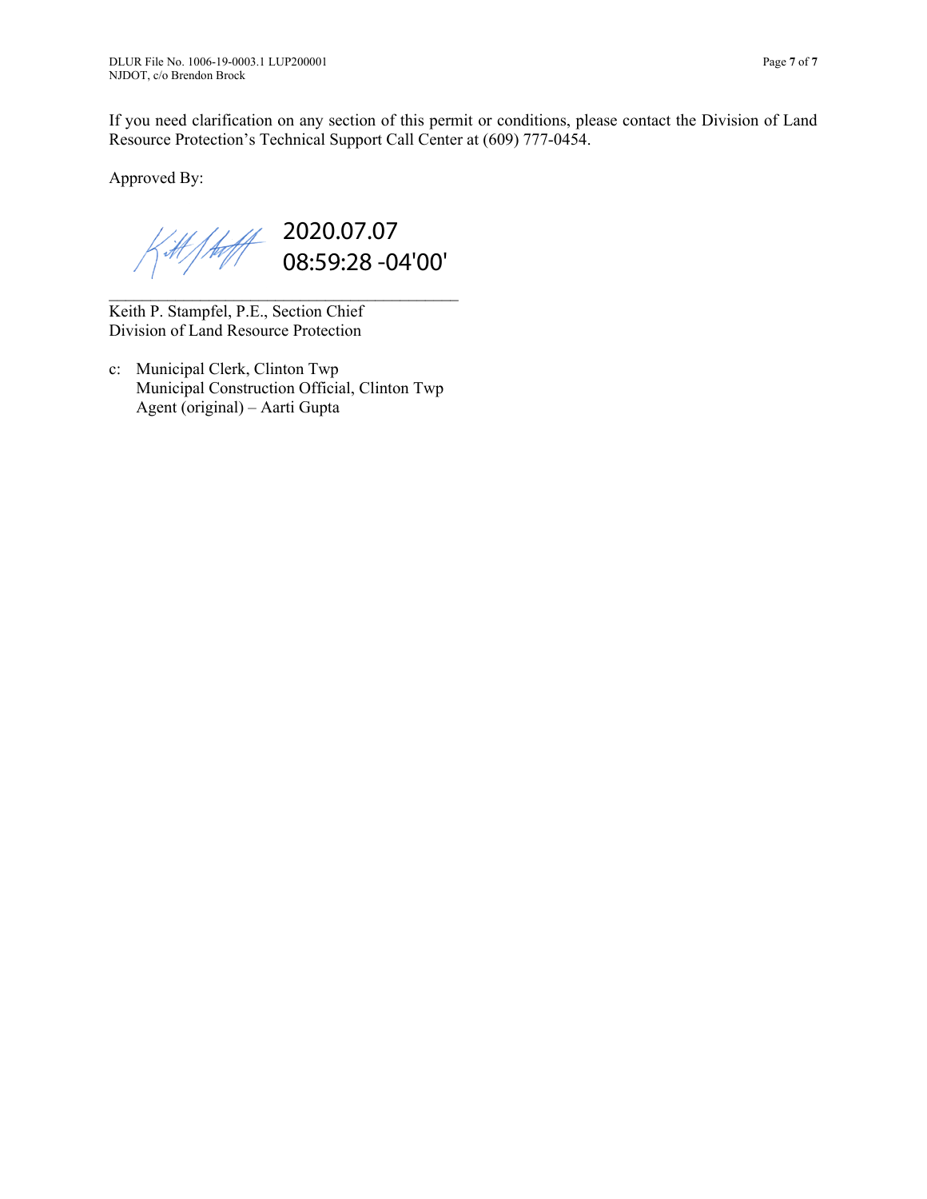If you need clarification on any section of this permit or conditions, please contact the Division of Land Resource Protection's Technical Support Call Center at (609) 777-0454.

Approved By:

2020.07.07
08:59:28 -04'00'

______________________________________________
Keith P. Stampfel, P.E., Section Chief
Division of Land Resource Protection

c: Municipal Clerk, Clinton Twp
Municipal Construction Official, Clinton Twp
Agent (original) – Aarti Gupta